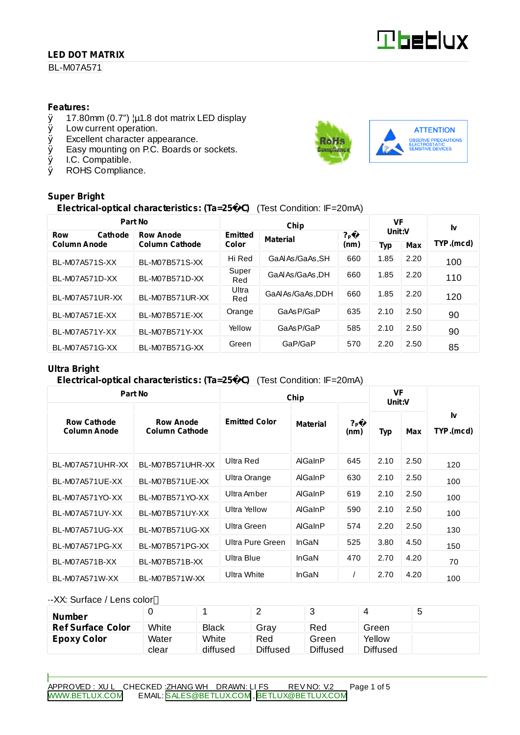# LED DOT MATRIX

BL-M07A571

## Features:

- 17.80mm (0.7") ¦µ1.8 dot matrix LED display
- Low current operation.
- Excellent character appearance.
- Easy mounting on P.C. Boards or sockets.
- I.C. Compatible.
- ROHS Compliance.

## Super Bright

**Electrical-optical characteristics: (Ta=25�C)** (Test Condition: IF=20mA)

| Part No | | Chip | | | VF Unit:V | | Iv |
|---|---|---|---|---|---|---|---|
| Row Cathode Column Anode | Row Anode Column Cathode | Emitted Color | Material | ?p� (nm) | Typ | Max | TYP.(mcd) |
| BL-M07A571S-XX | BL-M07B571S-XX | Hi Red | GaAlAs/GaAs,SH | 660 | 1.85 | 2.20 | 100 |
| BL-M07A571D-XX | BL-M07B571D-XX | Super Red | GaAlAs/GaAs,DH | 660 | 1.85 | 2.20 | 110 |
| BL-M07A571UR-XX | BL-M07B571UR-XX | Ultra Red | GaAlAs/GaAs,DDH | 660 | 1.85 | 2.20 | 120 |
| BL-M07A571E-XX | BL-M07B571E-XX | Orange | GaAsP/GaP | 635 | 2.10 | 2.50 | 90 |
| BL-M07A571Y-XX | BL-M07B571Y-XX | Yellow | GaAsP/GaP | 585 | 2.10 | 2.50 | 90 |
| BL-M07A571G-XX | BL-M07B571G-XX | Green | GaP/GaP | 570 | 2.20 | 2.50 | 85 |

## Ultra Bright

**Electrical-optical characteristics: (Ta=25�C)** (Test Condition: IF=20mA)

| Part No | | Chip | | | VF Unit:V | | Iv |
|---|---|---|---|---|---|---|---|
| Row Cathode Column Anode | Row Anode Column Cathode | Emitted Color | Material | ?p� (nm) | Typ | Max | TYP.(mcd) |
| BL-M07A571UHR-XX | BL-M07B571UHR-XX | Ultra Red | AlGaInP | 645 | 2.10 | 2.50 | 120 |
| BL-M07A571UE-XX | BL-M07B571UE-XX | Ultra Orange | AlGaInP | 630 | 2.10 | 2.50 | 100 |
| BL-M07A571YO-XX | BL-M07B571YO-XX | Ultra Amber | AlGaInP | 619 | 2.10 | 2.50 | 100 |
| BL-M07A571UY-XX | BL-M07B571UY-XX | Ultra Yellow | AlGaInP | 590 | 2.10 | 2.50 | 100 |
| BL-M07A571UG-XX | BL-M07B571UG-XX | Ultra Green | AlGaInP | 574 | 2.20 | 2.50 | 130 |
| BL-M07A571PG-XX | BL-M07B571PG-XX | Ultra Pure Green | InGaN | 525 | 3.80 | 4.50 | 150 |
| BL-M07A571B-XX | BL-M07B571B-XX | Ultra Blue | InGaN | 470 | 2.70 | 4.20 | 70 |
| BL-M07A571W-XX | BL-M07B571W-XX | Ultra White | InGaN | / | 2.70 | 4.20 | 100 |

-XX: Surface / Lens color

| Number | 0 | 1 | 2 | 3 | 4 | 5 |
|---|---|---|---|---|---|---|
| Ref Surface Color | White | Black | Gray | Red | Green | |
| Epoxy Color | Water clear | White diffused | Red Diffused | Green Diffused | Yellow Diffused | |

APPROVED : XU L CHECKED :ZHANG WH DRAWN: LI FS REV NO: V.2

WWW.BETLUX.COM EMAIL: SALES@BETLUX.COM , BETLUX@BETLUX.COM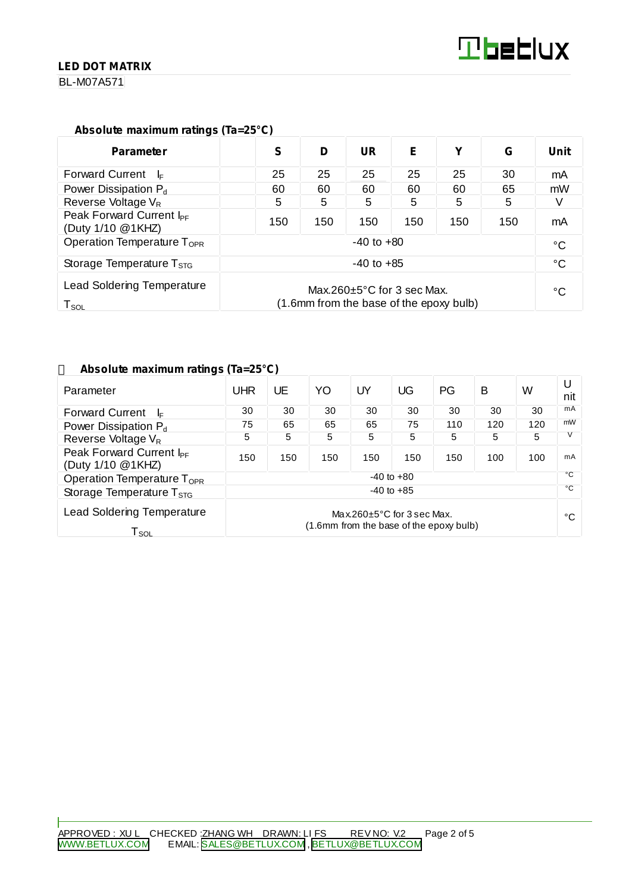**LED DOT MATRIX**

BL-M07A571

**Absolute maximum ratings (Ta=25°C)**

| Parameter | | S | D | UR | E | Y | G | Unit |
|---|---|---|---|---|---|---|---|---|
| Forward Current $I_F$ | | 25 | 25 | 25 | 25 | 25 | 30 | mA |
| Power Dissipation $P_d$ | | 60 | 60 | 60 | 60 | 60 | 65 | mW |
| Reverse Voltage $V_R$ | | 5 | 5 | 5 | 5 | 5 | 5 | V |
| Peak Forward Current $I_{PF}$ (Duty 1/10 @1KHZ) | | 150 | 150 | 150 | 150 | 150 | 150 | mA |
| Operation Temperature $T_{OPR}$ | -40 to +80 | | | | | | | °C |
| Storage Temperature $T_{STG}$ | -40 to +85 | | | | | | | °C |
| Lead Soldering Temperature $T_{SOL}$ | Max.260±5°C for 3 sec Max. (1.6mm from the base of the epoxy bulb) | | | | | | | °C |

**Absolute maximum ratings (Ta=25°C)**

| Parameter | UHR | UE | YO | UY | UG | PG | B | W | Unit |
|---|---|---|---|---|---|---|---|---|---|
| Forward Current $I_F$ | 30 | 30 | 30 | 30 | 30 | 30 | 30 | 30 | mA |
| Power Dissipation $P_d$ | 75 | 65 | 65 | 65 | 75 | 110 | 120 | 120 | mW |
| Reverse Voltage $V_R$ | 5 | 5 | 5 | 5 | 5 | 5 | 5 | 5 | V |
| Peak Forward Current $I_{PF}$ (Duty 1/10 @1KHZ) | 150 | 150 | 150 | 150 | 150 | 150 | 100 | 100 | mA |
| Operation Temperature $T_{OPR}$ | -40 to +80 | | | | | | | | °C |
| Storage Temperature $T_{STG}$ | -40 to +85 | | | | | | | | °C |
| Lead Soldering Temperature $T_{SOL}$ | Max.260±5°C for 3 sec Max. (1.6mm from the base of the epoxy bulb) | | | | | | | | °C |

APPROVED : XU L CHECKED :ZHANG WH DRAWN: LI FS REV NO: V.2

WWW.BETLUX.COM EMAIL: SALES@BETLUX.COM , BETLUX@BETLUX.COM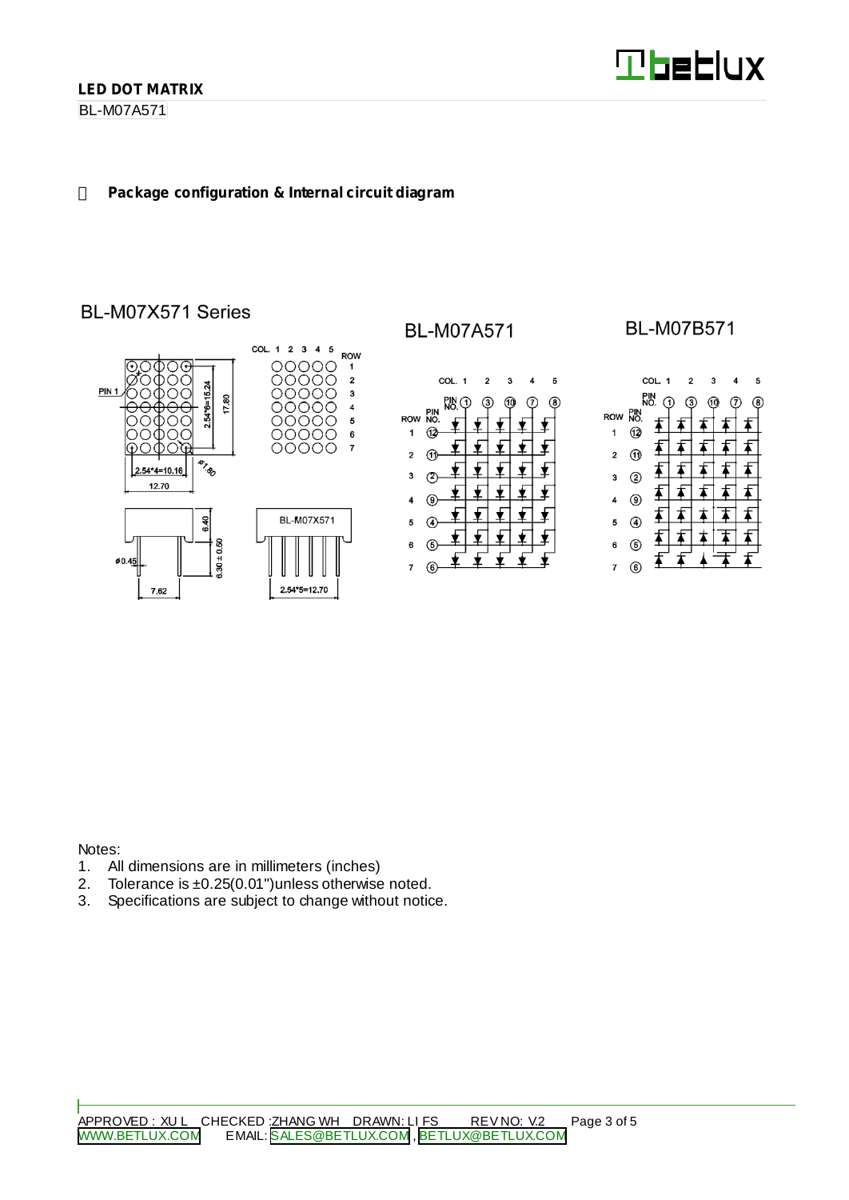## Package configuration & Internal circuit diagram

BL-M07X571 Series

BL-M07A571

BL-M07B571

Notes:

1. All dimensions are in millimeters (inches)
2. Tolerance is ±0.25(0.01")unless otherwise noted.
3. Specifications are subject to change without notice.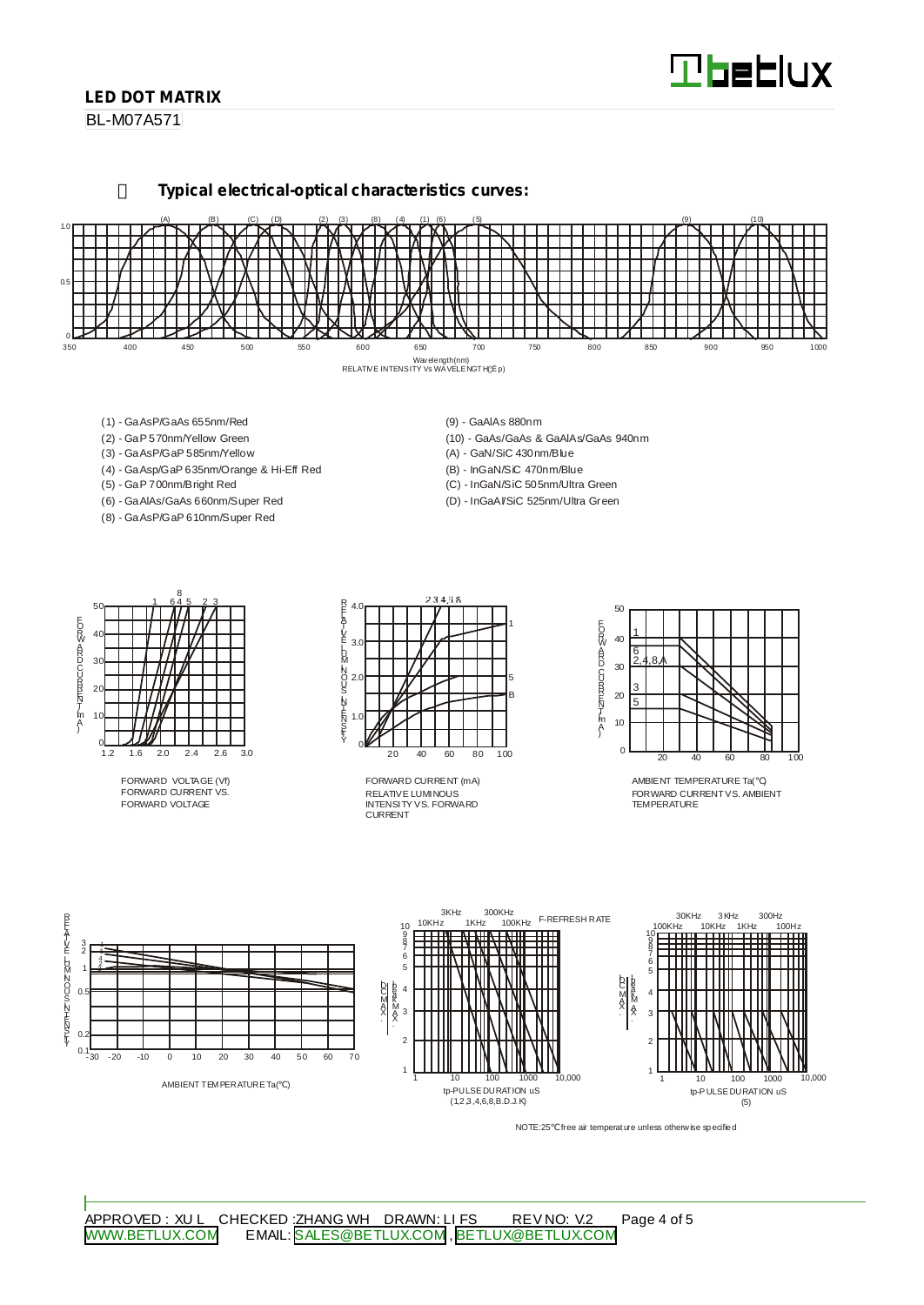# LED DOT MATRIX

BL-M07A571

## Typical electrical-optical characteristics curves:

RELATIVE INTENSITY Vs WAVELENGTH(λp)

(1) - GaAsP/GaAs 655nm/Red
(2) - GaP 570nm/Yellow Green
(3) - GaAsP/GaP 585nm/Yellow
(4) - GaAsp/GaP 635nm/Orange & Hi-Eff Red
(5) - GaP 700nm/Bright Red
(6) - GaAlAs/GaAs 660nm/Super Red
(8) - GaAsP/GaP 610nm/Super Red
(9) - GaAlAs 880nm
(10) - GaAs/GaAs & GaAlAs/GaAs 940nm
(A) - GaN/SiC 430nm/Blue
(B) - InGaN/SiC 470nm/Blue
(C) - InGaN/SiC 505nm/Ultra Green
(D) - InGaAl/SiC 525nm/Ultra Green

FORWARD CURRENT VS. FORWARD VOLTAGE

RELATIVE LUMINOUS INTENSITY VS. FORWARD CURRENT

FORWARD CURRENT VS. AMBIENT TEMPERATURE

AMBIENT TEMPERATURE Ta(℃)

tp-PULSE DURATION uS (1,2,3,4,6,8,B.D.J.K)

tp-PULSE DURATION uS (5)

NOTE:25℃ free air temperature unless otherwise specified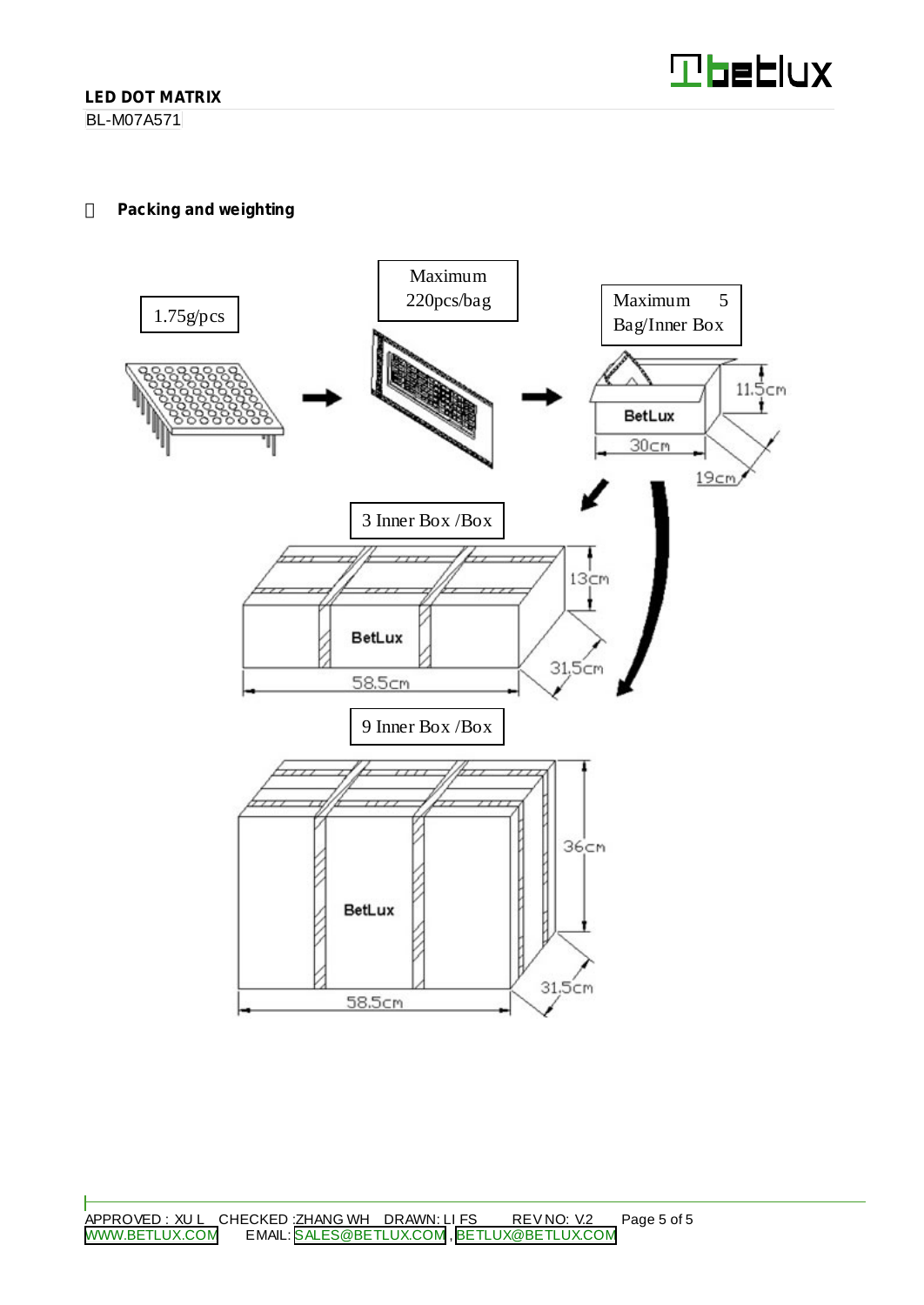## Packing and weighting

1.75g/pcs

Maximum 220pcs/bag

Maximum 5 Bag/Inner Box

11.5cm

30cm

19cm

BetLux

3 Inner Box /Box

13cm

58.5cm

31.5cm

BetLux

9 Inner Box /Box

36cm

58.5cm

31.5cm

BetLux